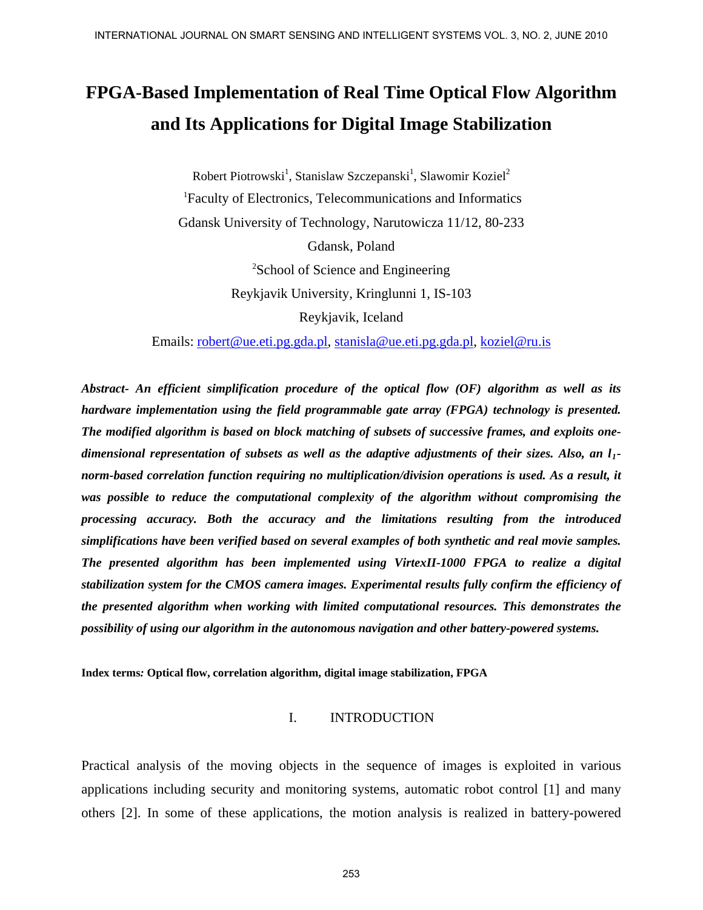# FPGA-Based Implementation of Real Time Optical Flow Algorithm and Its Applications for Digital Image Stabilization

Robert Piotrowski[1], Stanislaw Szczepanski[1], Slawomir Koziel[2]

[1]Faculty of Electronics, Telecommunications and Informatics

Gdansk University of Technology, Narutowicza 11/12, 80-233

Gdansk, Poland

[2]School of Science and Engineering

Reykjavik University, Kringlunni 1, IS-103

Reykjavik, Iceland

Emails: robert@ue.eti.pg.gda.pl, stanisla@ue.eti.pg.gda.pl, koziel@ru.is

***Abstract- An efficient simplification procedure of the optical flow (OF) algorithm as well as its hardware implementation using the field programmable gate array (FPGA) technology is presented. The modified algorithm is based on block matching of subsets of successive frames, and exploits one-dimensional representation of subsets as well as the adaptive adjustments of their sizes. Also, an $l_1$-norm-based correlation function requiring no multiplication/division operations is used. As a result, it was possible to reduce the computational complexity of the algorithm without compromising the processing accuracy. Both the accuracy and the limitations resulting from the introduced simplifications have been verified based on several examples of both synthetic and real movie samples. The presented algorithm has been implemented using VirtexII-1000 FPGA to realize a digital stabilization system for the CMOS camera images. Experimental results fully confirm the efficiency of the presented algorithm when working with limited computational resources. This demonstrates the possibility of using our algorithm in the autonomous navigation and other battery-powered systems.***

**Index terms*:* Optical flow, correlation algorithm, digital image stabilization, FPGA**

## I. INTRODUCTION

Practical analysis of the moving objects in the sequence of images is exploited in various applications including security and monitoring systems, automatic robot control [1] and many others [2]. In some of these applications, the motion analysis is realized in battery-powered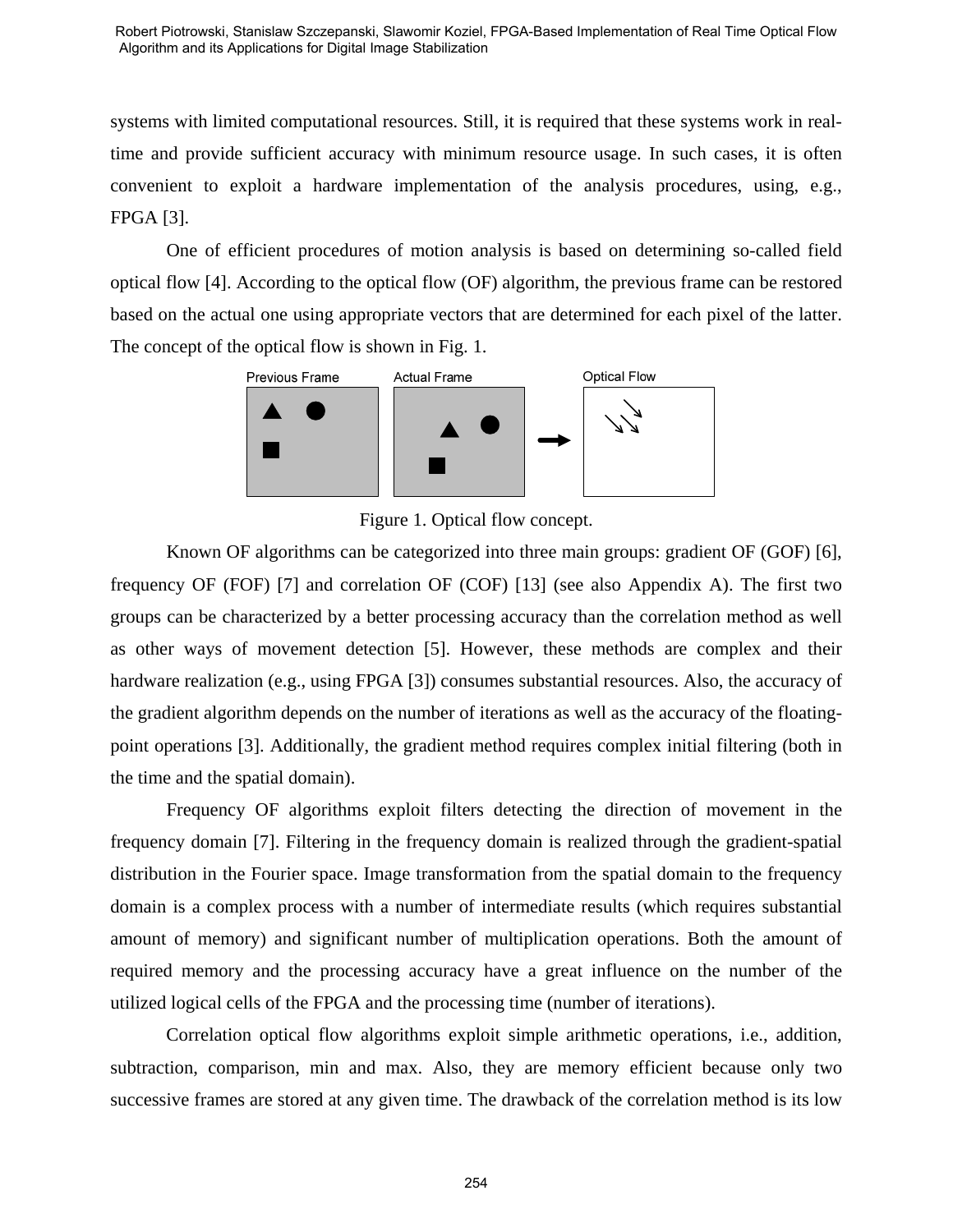systems with limited computational resources. Still, it is required that these systems work in real-time and provide sufficient accuracy with minimum resource usage. In such cases, it is often convenient to exploit a hardware implementation of the analysis procedures, using, e.g., FPGA [3].

One of efficient procedures of motion analysis is based on determining so-called field optical flow [4]. According to the optical flow (OF) algorithm, the previous frame can be restored based on the actual one using appropriate vectors that are determined for each pixel of the latter. The concept of the optical flow is shown in Fig. 1.

Figure 1. Optical flow concept.

Known OF algorithms can be categorized into three main groups: gradient OF (GOF) [6], frequency OF (FOF) [7] and correlation OF (COF) [13] (see also Appendix A). The first two groups can be characterized by a better processing accuracy than the correlation method as well as other ways of movement detection [5]. However, these methods are complex and their hardware realization (e.g., using FPGA [3]) consumes substantial resources. Also, the accuracy of the gradient algorithm depends on the number of iterations as well as the accuracy of the floating-point operations [3]. Additionally, the gradient method requires complex initial filtering (both in the time and the spatial domain).

Frequency OF algorithms exploit filters detecting the direction of movement in the frequency domain [7]. Filtering in the frequency domain is realized through the gradient-spatial distribution in the Fourier space. Image transformation from the spatial domain to the frequency domain is a complex process with a number of intermediate results (which requires substantial amount of memory) and significant number of multiplication operations. Both the amount of required memory and the processing accuracy have a great influence on the number of the utilized logical cells of the FPGA and the processing time (number of iterations).

Correlation optical flow algorithms exploit simple arithmetic operations, i.e., addition, subtraction, comparison, min and max. Also, they are memory efficient because only two successive frames are stored at any given time. The drawback of the correlation method is its low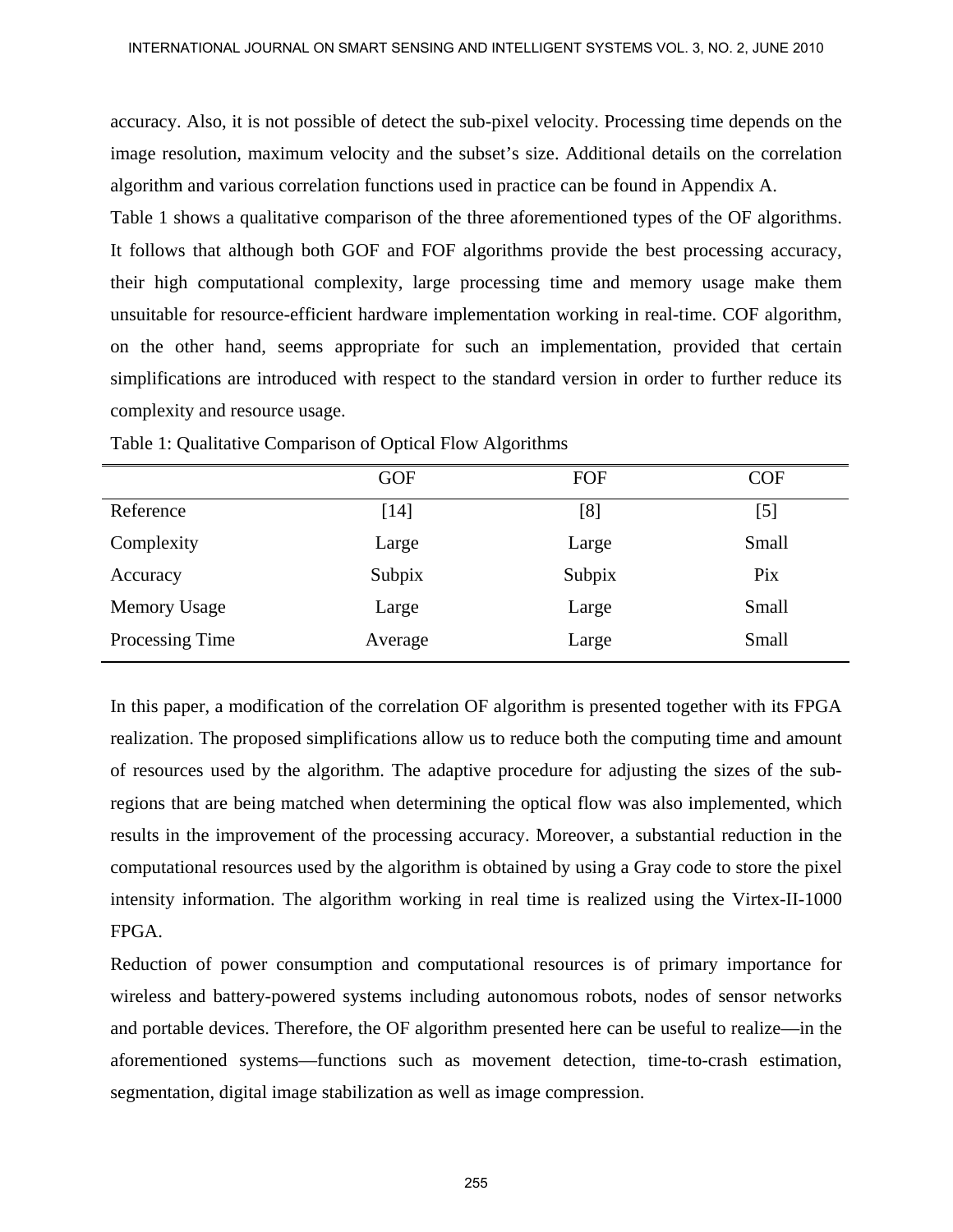accuracy. Also, it is not possible of detect the sub-pixel velocity. Processing time depends on the image resolution, maximum velocity and the subset's size. Additional details on the correlation algorithm and various correlation functions used in practice can be found in Appendix A.

Table 1 shows a qualitative comparison of the three aforementioned types of the OF algorithms. It follows that although both GOF and FOF algorithms provide the best processing accuracy, their high computational complexity, large processing time and memory usage make them unsuitable for resource-efficient hardware implementation working in real-time. COF algorithm, on the other hand, seems appropriate for such an implementation, provided that certain simplifications are introduced with respect to the standard version in order to further reduce its complexity and resource usage.

Table 1: Qualitative Comparison of Optical Flow Algorithms

| | GOF | FOF | COF |
|---|---|---|---|
| Reference | [14] | [8] | [5] |
| Complexity | Large | Large | Small |
| Accuracy | Subpix | Subpix | Pix |
| Memory Usage | Large | Large | Small |
| Processing Time | Average | Large | Small |

In this paper, a modification of the correlation OF algorithm is presented together with its FPGA realization. The proposed simplifications allow us to reduce both the computing time and amount of resources used by the algorithm. The adaptive procedure for adjusting the sizes of the sub-regions that are being matched when determining the optical flow was also implemented, which results in the improvement of the processing accuracy. Moreover, a substantial reduction in the computational resources used by the algorithm is obtained by using a Gray code to store the pixel intensity information. The algorithm working in real time is realized using the Virtex-II-1000 FPGA.

Reduction of power consumption and computational resources is of primary importance for wireless and battery-powered systems including autonomous robots, nodes of sensor networks and portable devices. Therefore, the OF algorithm presented here can be useful to realize—in the aforementioned systems—functions such as movement detection, time-to-crash estimation, segmentation, digital image stabilization as well as image compression.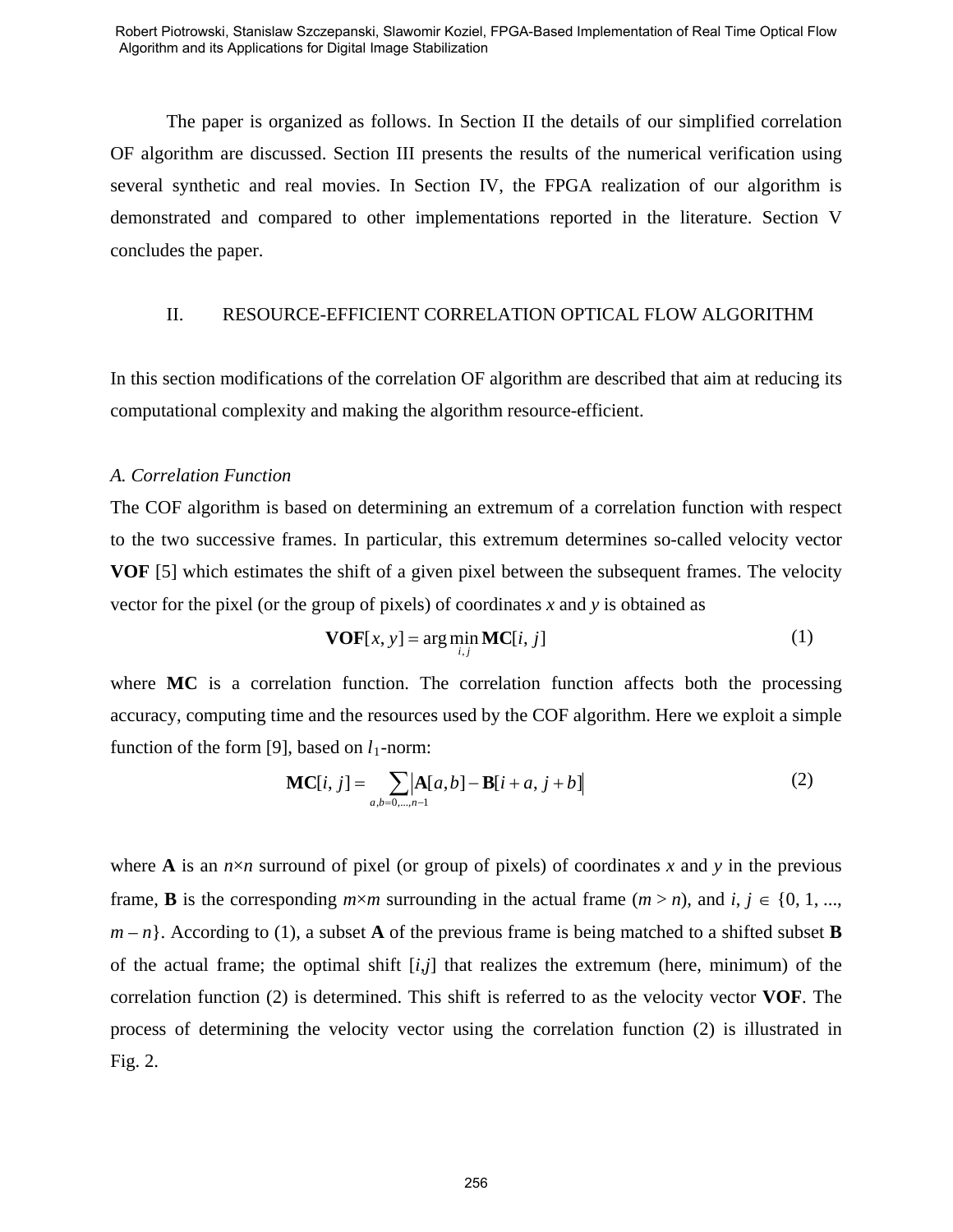The paper is organized as follows. In Section II the details of our simplified correlation OF algorithm are discussed. Section III presents the results of the numerical verification using several synthetic and real movies. In Section IV, the FPGA realization of our algorithm is demonstrated and compared to other implementations reported in the literature. Section V concludes the paper.

## II. RESOURCE-EFFICIENT CORRELATION OPTICAL FLOW ALGORITHM

In this section modifications of the correlation OF algorithm are described that aim at reducing its computational complexity and making the algorithm resource-efficient.

### *A. Correlation Function*

The COF algorithm is based on determining an extremum of a correlation function with respect to the two successive frames. In particular, this extremum determines so-called velocity vector **VOF** [5] which estimates the shift of a given pixel between the subsequent frames. The velocity vector for the pixel (or the group of pixels) of coordinates $x$ and $y$ is obtained as

$$\mathbf{VOF}[x, y] = \arg\min_{i,j} \mathbf{MC}[i, j] \tag{1}$$

where **MC** is a correlation function. The correlation function affects both the processing accuracy, computing time and the resources used by the COF algorithm. Here we exploit a simple function of the form [9], based on $l_1$-norm:

$$\mathbf{MC}[i, j] = \sum_{a,b=0,\ldots,n-1} \left| \mathbf{A}[a,b] - \mathbf{B}[i+a, j+b] \right| \tag{2}$$

where **A** is an $n \times n$ surround of pixel (or group of pixels) of coordinates $x$ and $y$ in the previous frame, **B** is the corresponding $m \times m$ surrounding in the actual frame ($m > n$), and $i, j \in \{0, 1, \ldots, m - n\}$. According to (1), a subset **A** of the previous frame is being matched to a shifted subset **B** of the actual frame; the optimal shift $[i,j]$ that realizes the extremum (here, minimum) of the correlation function (2) is determined. This shift is referred to as the velocity vector **VOF**. The process of determining the velocity vector using the correlation function (2) is illustrated in Fig. 2.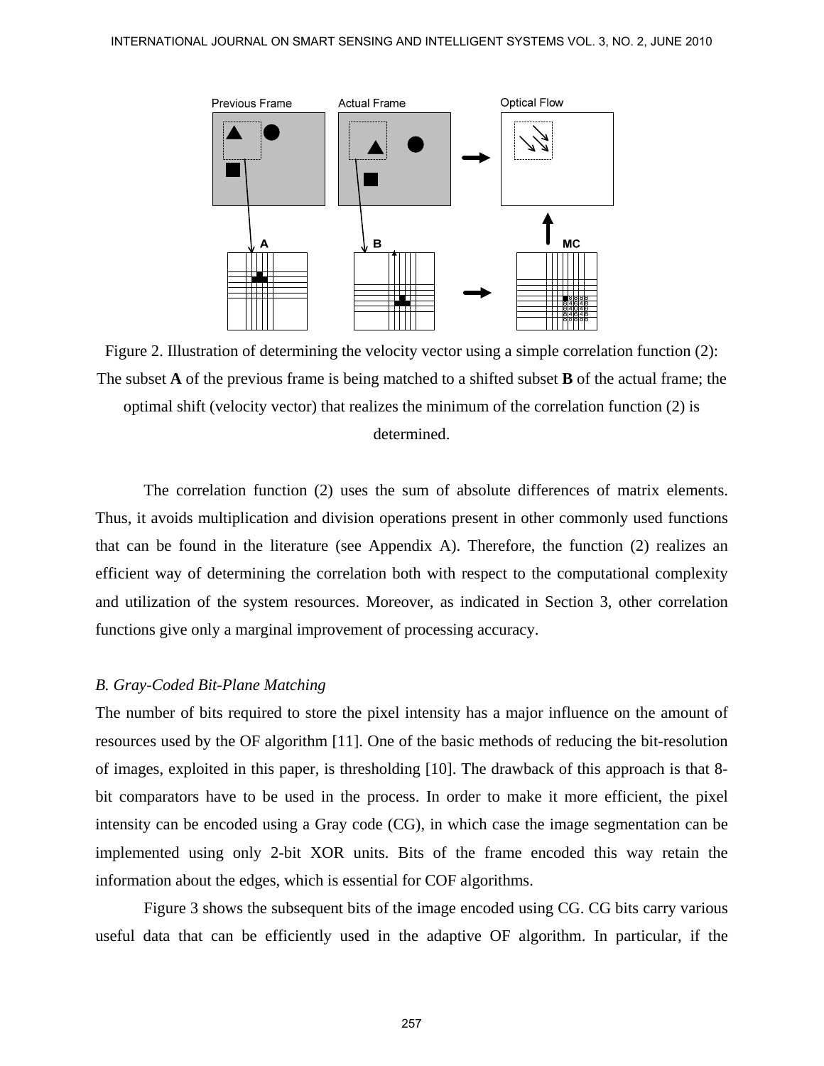Figure 2. Illustration of determining the velocity vector using a simple correlation function (2): The subset **A** of the previous frame is being matched to a shifted subset **B** of the actual frame; the optimal shift (velocity vector) that realizes the minimum of the correlation function (2) is determined.

The correlation function (2) uses the sum of absolute differences of matrix elements. Thus, it avoids multiplication and division operations present in other commonly used functions that can be found in the literature (see Appendix A). Therefore, the function (2) realizes an efficient way of determining the correlation both with respect to the computational complexity and utilization of the system resources. Moreover, as indicated in Section 3, other correlation functions give only a marginal improvement of processing accuracy.

### *B. Gray-Coded Bit-Plane Matching*

The number of bits required to store the pixel intensity has a major influence on the amount of resources used by the OF algorithm [11]. One of the basic methods of reducing the bit-resolution of images, exploited in this paper, is thresholding [10]. The drawback of this approach is that 8-bit comparators have to be used in the process. In order to make it more efficient, the pixel intensity can be encoded using a Gray code (CG), in which case the image segmentation can be implemented using only 2-bit XOR units. Bits of the frame encoded this way retain the information about the edges, which is essential for COF algorithms.

Figure 3 shows the subsequent bits of the image encoded using CG. CG bits carry various useful data that can be efficiently used in the adaptive OF algorithm. In particular, if the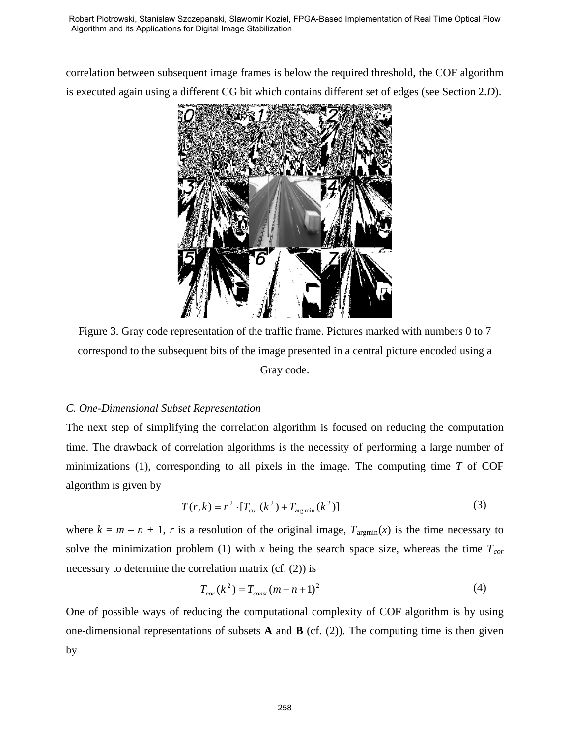correlation between subsequent image frames is below the required threshold, the COF algorithm is executed again using a different CG bit which contains different set of edges (see Section 2.*D*).

Figure 3. Gray code representation of the traffic frame. Pictures marked with numbers 0 to 7 correspond to the subsequent bits of the image presented in a central picture encoded using a Gray code.

*C. One-Dimensional Subset Representation*

The next step of simplifying the correlation algorithm is focused on reducing the computation time. The drawback of correlation algorithms is the necessity of performing a large number of minimizations (1), corresponding to all pixels in the image. The computing time $T$ of COF algorithm is given by

$$T(r,k) = r^2 \cdot [T_{cor}(k^2) + T_{\arg\min}(k^2)] \tag{3}$$

where $k = m - n + 1$, $r$ is a resolution of the original image, $T_{\text{argmin}}(x)$ is the time necessary to solve the minimization problem (1) with $x$ being the search space size, whereas the time $T_{cor}$ necessary to determine the correlation matrix (cf. (2)) is

$$T_{cor}(k^2) = T_{const}(m - n + 1)^2 \tag{4}$$

One of possible ways of reducing the computational complexity of COF algorithm is by using one-dimensional representations of subsets **A** and **B** (cf. (2)). The computing time is then given by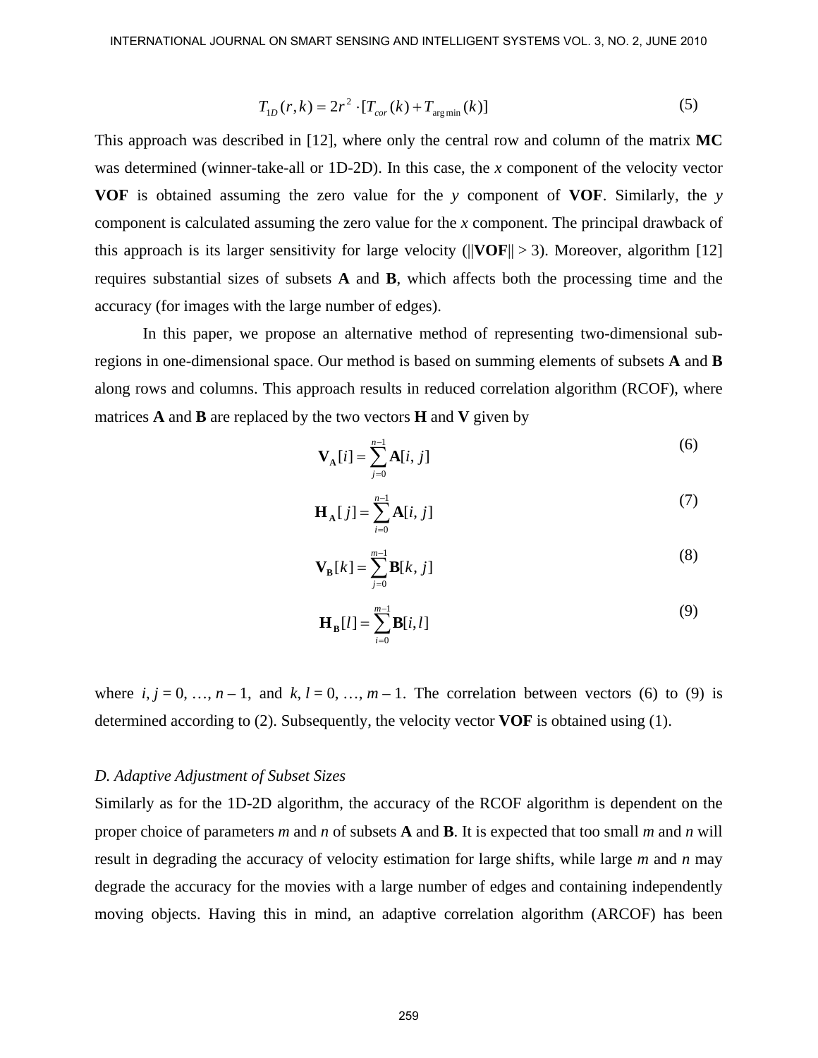$$T_{1D}(r,k) = 2r^2 \cdot [T_{cor}(k) + T_{\arg\min}(k)] \tag{5}$$

This approach was described in [12], where only the central row and column of the matrix **MC** was determined (winner-take-all or 1D-2D). In this case, the *x* component of the velocity vector **VOF** is obtained assuming the zero value for the *y* component of **VOF**. Similarly, the *y* component is calculated assuming the zero value for the *x* component. The principal drawback of this approach is its larger sensitivity for large velocity ($\|\mathbf{VOF}\| > 3$). Moreover, algorithm [12] requires substantial sizes of subsets **A** and **B**, which affects both the processing time and the accuracy (for images with the large number of edges).

In this paper, we propose an alternative method of representing two-dimensional sub-regions in one-dimensional space. Our method is based on summing elements of subsets **A** and **B** along rows and columns. This approach results in reduced correlation algorithm (RCOF), where matrices **A** and **B** are replaced by the two vectors **H** and **V** given by

$$\mathbf{V_A}[i] = \sum_{j=0}^{n-1} \mathbf{A}[i, j] \tag{6}$$

$$\mathbf{H_A}[j] = \sum_{i=0}^{n-1} \mathbf{A}[i, j] \tag{7}$$

$$\mathbf{V_B}[k] = \sum_{j=0}^{m-1} \mathbf{B}[k, j] \tag{8}$$

$$\mathbf{H_B}[l] = \sum_{i=0}^{m-1} \mathbf{B}[i, l] \tag{9}$$

where $i, j = 0, \ldots, n-1$, and $k, l = 0, \ldots, m-1$. The correlation between vectors (6) to (9) is determined according to (2). Subsequently, the velocity vector **VOF** is obtained using (1).

*D. Adaptive Adjustment of Subset Sizes*

Similarly as for the 1D-2D algorithm, the accuracy of the RCOF algorithm is dependent on the proper choice of parameters *m* and *n* of subsets **A** and **B**. It is expected that too small *m* and *n* will result in degrading the accuracy of velocity estimation for large shifts, while large *m* and *n* may degrade the accuracy for the movies with a large number of edges and containing independently moving objects. Having this in mind, an adaptive correlation algorithm (ARCOF) has been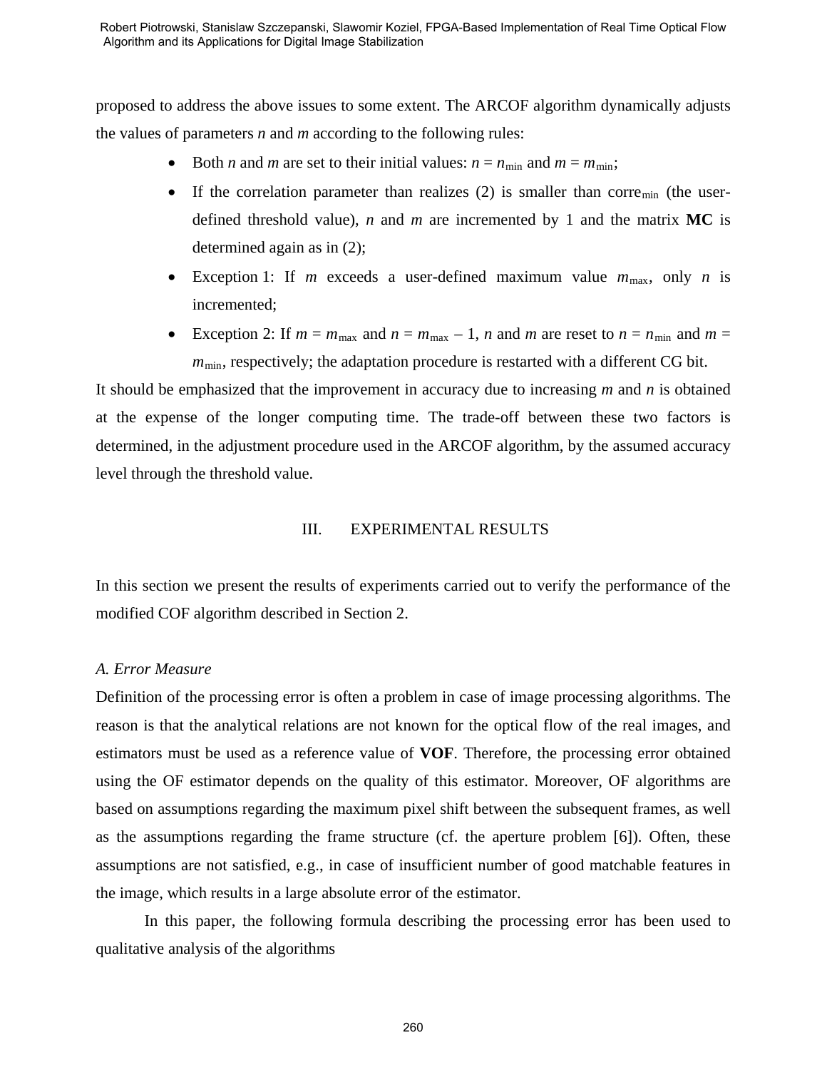proposed to address the above issues to some extent. The ARCOF algorithm dynamically adjusts the values of parameters $n$ and $m$ according to the following rules:

- Both $n$ and $m$ are set to their initial values: $n = n_{\min}$ and $m = m_{\min}$;
- If the correlation parameter than realizes (2) is smaller than $\mathrm{corre}_{\min}$ (the user-defined threshold value), $n$ and $m$ are incremented by 1 and the matrix **MC** is determined again as in (2);
- Exception 1: If $m$ exceeds a user-defined maximum value $m_{\max}$, only $n$ is incremented;
- Exception 2: If $m = m_{\max}$ and $n = m_{\max} - 1$, $n$ and $m$ are reset to $n = n_{\min}$ and $m = m_{\min}$, respectively; the adaptation procedure is restarted with a different CG bit.

It should be emphasized that the improvement in accuracy due to increasing $m$ and $n$ is obtained at the expense of the longer computing time. The trade-off between these two factors is determined, in the adjustment procedure used in the ARCOF algorithm, by the assumed accuracy level through the threshold value.

## III. EXPERIMENTAL RESULTS

In this section we present the results of experiments carried out to verify the performance of the modified COF algorithm described in Section 2.

### *A. Error Measure*

Definition of the processing error is often a problem in case of image processing algorithms. The reason is that the analytical relations are not known for the optical flow of the real images, and estimators must be used as a reference value of **VOF**. Therefore, the processing error obtained using the OF estimator depends on the quality of this estimator. Moreover, OF algorithms are based on assumptions regarding the maximum pixel shift between the subsequent frames, as well as the assumptions regarding the frame structure (cf. the aperture problem [6]). Often, these assumptions are not satisfied, e.g., in case of insufficient number of good matchable features in the image, which results in a large absolute error of the estimator.

In this paper, the following formula describing the processing error has been used to qualitative analysis of the algorithms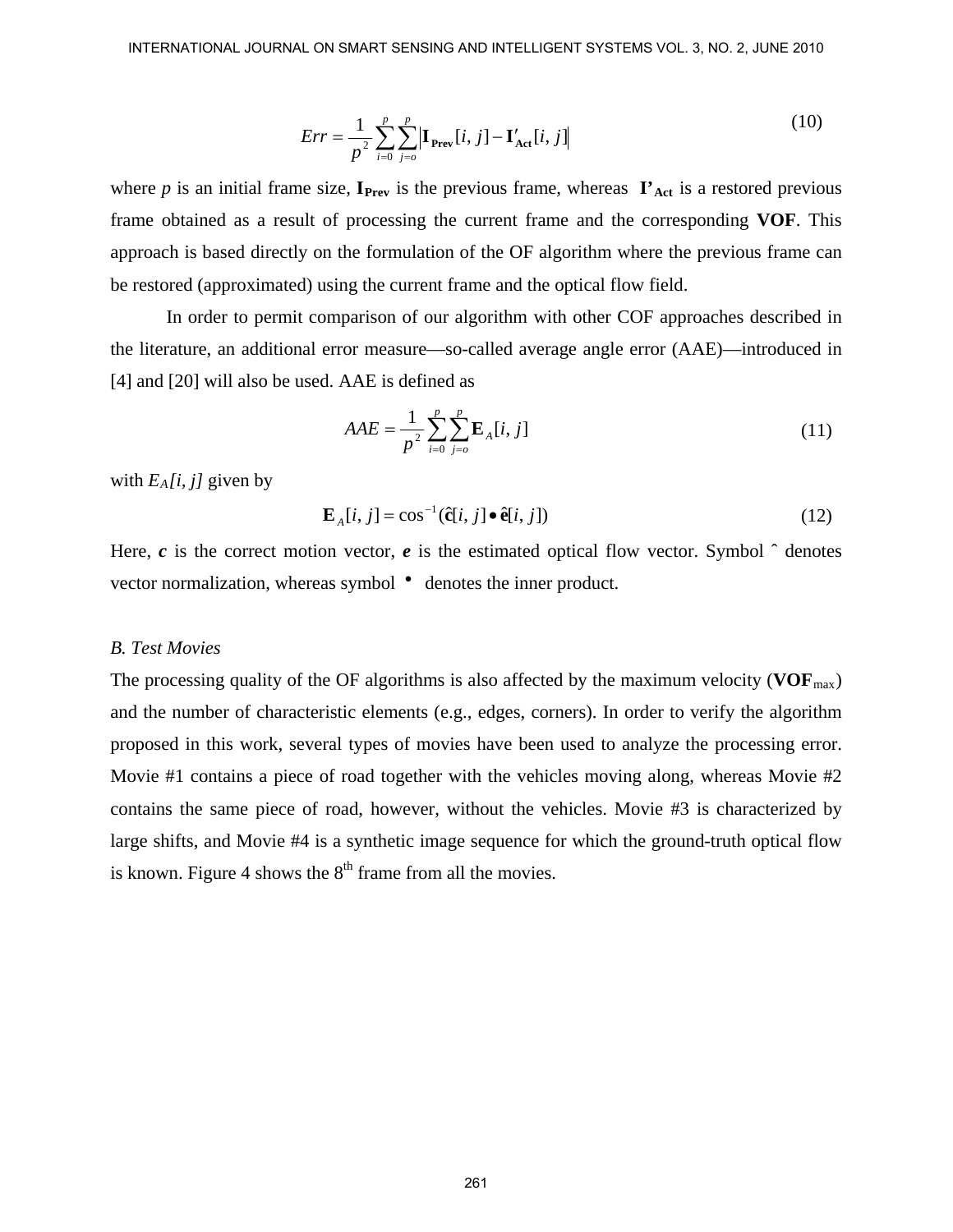$$Err = \frac{1}{p^2} \sum_{i=0}^{p} \sum_{j=o}^{p} \left| \mathbf{I}_{\mathbf{Prev}}[i, j] - \mathbf{I'}_{\mathbf{Act}}[i, j] \right| \tag{10}$$

where *p* is an initial frame size, $\mathbf{I_{Prev}}$ is the previous frame, whereas $\mathbf{I'_{Act}}$ is a restored previous frame obtained as a result of processing the current frame and the corresponding **VOF**. This approach is based directly on the formulation of the OF algorithm where the previous frame can be restored (approximated) using the current frame and the optical flow field.

In order to permit comparison of our algorithm with other COF approaches described in the literature, an additional error measure—so-called average angle error (AAE)—introduced in [4] and [20] will also be used. AAE is defined as

$$AAE = \frac{1}{p^2} \sum_{i=0}^{p} \sum_{j=o}^{p} \mathbf{E}_A[i, j] \tag{11}$$

with $E_A[i, j]$ given by

$$\mathbf{E}_A[i, j] = \cos^{-1}(\hat{\mathbf{c}}[i, j] \bullet \hat{\mathbf{e}}[i, j]) \tag{12}$$

Here, ***c*** is the correct motion vector, ***e*** is the estimated optical flow vector. Symbol ˆ denotes vector normalization, whereas symbol • denotes the inner product.

### *B. Test Movies*

The processing quality of the OF algorithms is also affected by the maximum velocity ($\mathbf{VOF}_{max}$) and the number of characteristic elements (e.g., edges, corners). In order to verify the algorithm proposed in this work, several types of movies have been used to analyze the processing error. Movie #1 contains a piece of road together with the vehicles moving along, whereas Movie #2 contains the same piece of road, however, without the vehicles. Movie #3 is characterized by large shifts, and Movie #4 is a synthetic image sequence for which the ground-truth optical flow is known. Figure 4 shows the 8th frame from all the movies.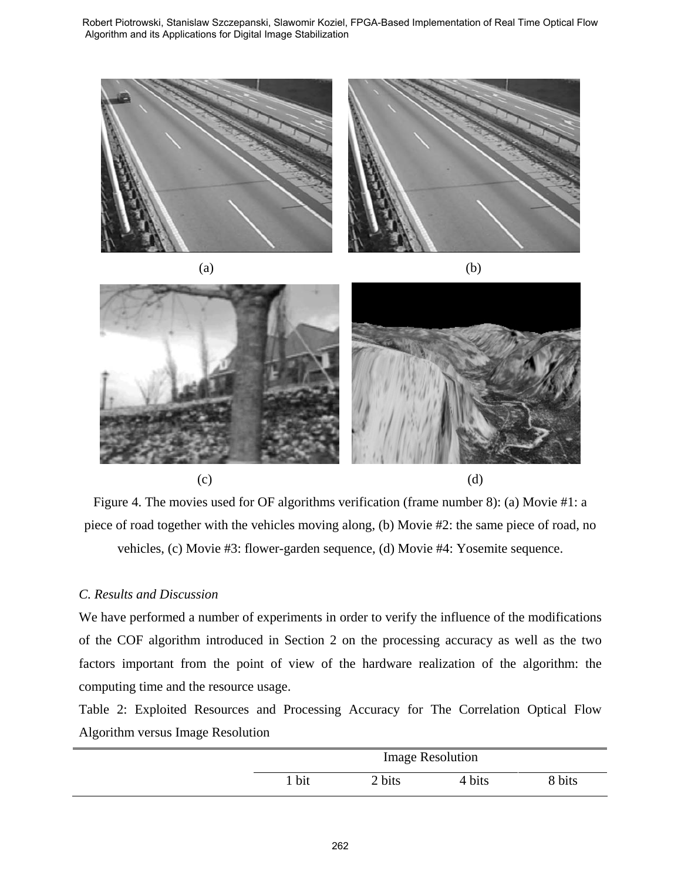(a) (b)

(c) (d)

Figure 4. The movies used for OF algorithms verification (frame number 8): (a) Movie #1: a piece of road together with the vehicles moving along, (b) Movie #2: the same piece of road, no vehicles, (c) Movie #3: flower-garden sequence, (d) Movie #4: Yosemite sequence.

### *C. Results and Discussion*

We have performed a number of experiments in order to verify the influence of the modifications of the COF algorithm introduced in Section 2 on the processing accuracy as well as the two factors important from the point of view of the hardware realization of the algorithm: the computing time and the resource usage.

Table 2: Exploited Resources and Processing Accuracy for The Correlation Optical Flow Algorithm versus Image Resolution

| | Image Resolution | | | |
|---|---|---|---|---|
| | 1 bit | 2 bits | 4 bits | 8 bits |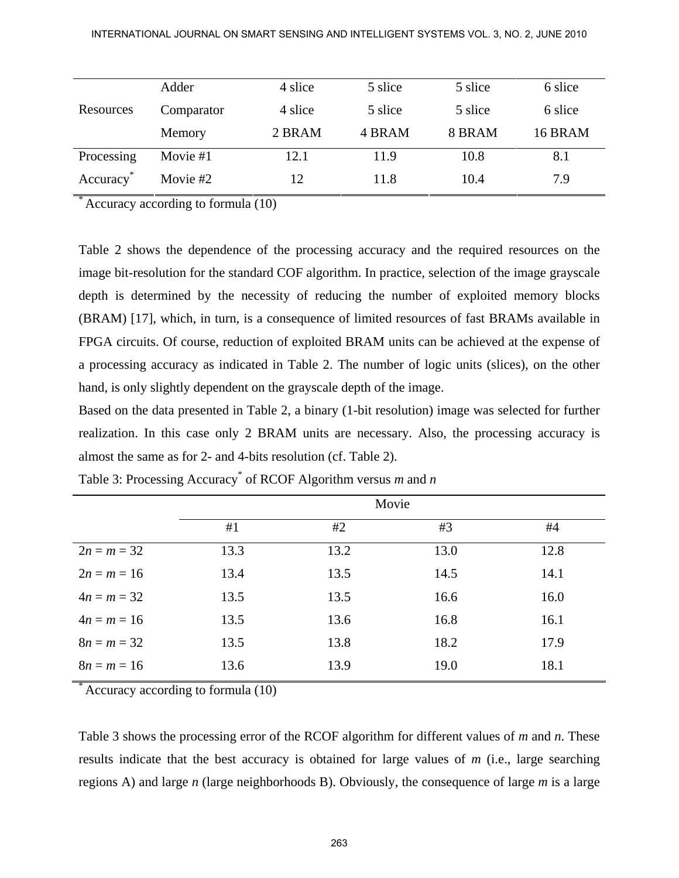| | | | | | |
|---|---|---|---|---|---|
| Resources | Adder | 4 slice | 5 slice | 5 slice | 6 slice |
| | Comparator | 4 slice | 5 slice | 5 slice | 6 slice |
| | Memory | 2 BRAM | 4 BRAM | 8 BRAM | 16 BRAM |
| Processing | Movie #1 | 12.1 | 11.9 | 10.8 | 8.1 |
| Accuracy* | Movie #2 | 12 | 11.8 | 10.4 | 7.9 |

* Accuracy according to formula (10)

Table 2 shows the dependence of the processing accuracy and the required resources on the image bit-resolution for the standard COF algorithm. In practice, selection of the image grayscale depth is determined by the necessity of reducing the number of exploited memory blocks (BRAM) [17], which, in turn, is a consequence of limited resources of fast BRAMs available in FPGA circuits. Of course, reduction of exploited BRAM units can be achieved at the expense of a processing accuracy as indicated in Table 2. The number of logic units (slices), on the other hand, is only slightly dependent on the grayscale depth of the image.

Based on the data presented in Table 2, a binary (1-bit resolution) image was selected for further realization. In this case only 2 BRAM units are necessary. Also, the processing accuracy is almost the same as for 2- and 4-bits resolution (cf. Table 2).

Table 3: Processing Accuracy* of RCOF Algorithm versus *m* and *n*

| | Movie | | | |
|---|---|---|---|---|
| | #1 | #2 | #3 | #4 |
| $2n = m = 32$ | 13.3 | 13.2 | 13.0 | 12.8 |
| $2n = m = 16$ | 13.4 | 13.5 | 14.5 | 14.1 |
| $4n = m = 32$ | 13.5 | 13.5 | 16.6 | 16.0 |
| $4n = m = 16$ | 13.5 | 13.6 | 16.8 | 16.1 |
| $8n = m = 32$ | 13.5 | 13.8 | 18.2 | 17.9 |
| $8n = m = 16$ | 13.6 | 13.9 | 19.0 | 18.1 |

* Accuracy according to formula (10)

Table 3 shows the processing error of the RCOF algorithm for different values of *m* and *n*. These results indicate that the best accuracy is obtained for large values of *m* (i.e., large searching regions A) and large *n* (large neighborhoods B). Obviously, the consequence of large *m* is a large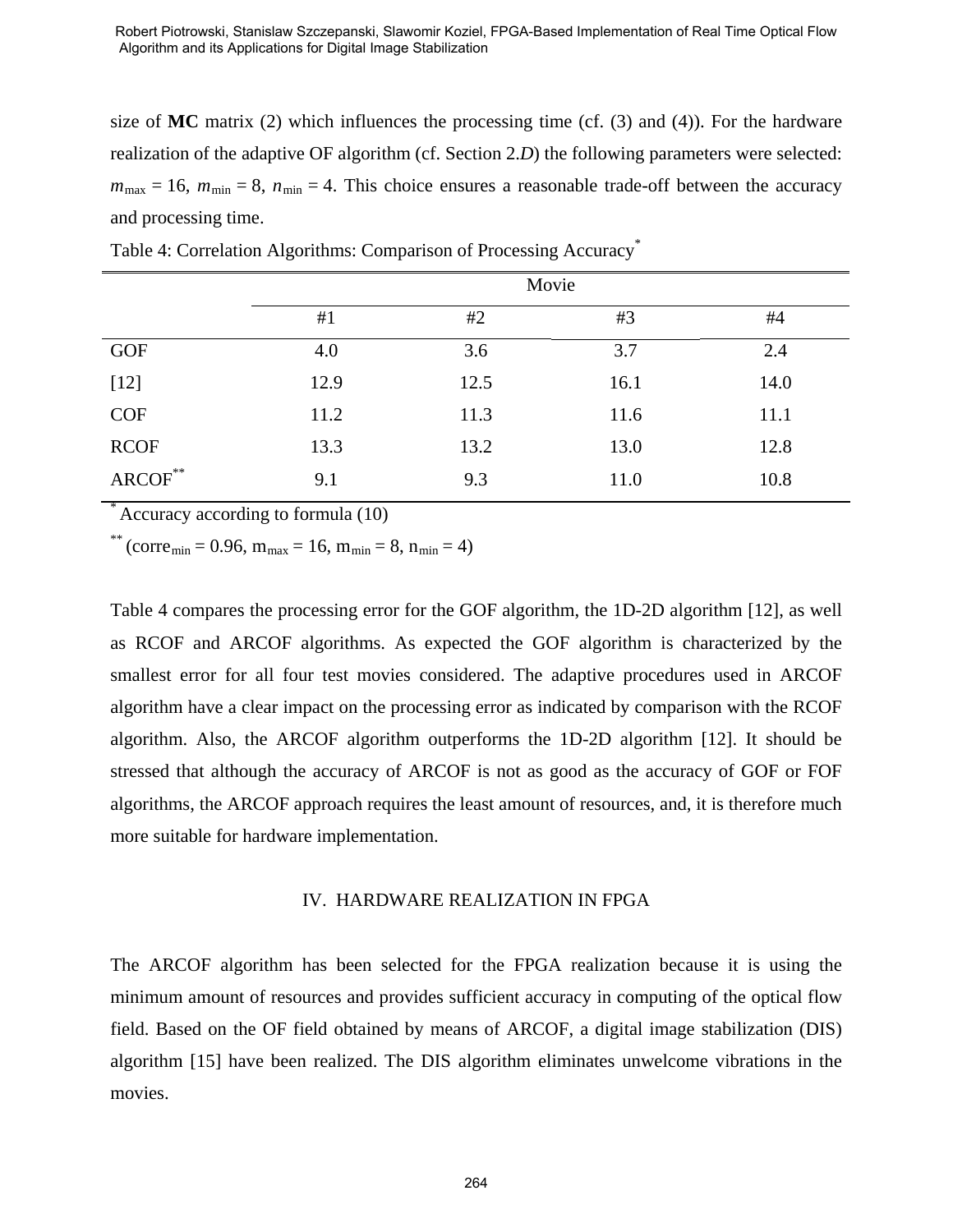size of **MC** matrix (2) which influences the processing time (cf. (3) and (4)). For the hardware realization of the adaptive OF algorithm (cf. Section 2.*D*) the following parameters were selected: $m_{max} = 16$, $m_{min} = 8$, $n_{min} = 4$. This choice ensures a reasonable trade-off between the accuracy and processing time.

Table 4: Correlation Algorithms: Comparison of Processing Accuracy*

| | Movie | | | |
|---|---|---|---|---|
| | #1 | #2 | #3 | #4 |
| GOF | 4.0 | 3.6 | 3.7 | 2.4 |
| [12] | 12.9 | 12.5 | 16.1 | 14.0 |
| COF | 11.2 | 11.3 | 11.6 | 11.1 |
| RCOF | 13.3 | 13.2 | 13.0 | 12.8 |
| ARCOF** | 9.1 | 9.3 | 11.0 | 10.8 |

\* Accuracy according to formula (10)

** ($corre_{min} = 0.96$, $m_{max} = 16$, $m_{min} = 8$, $n_{min} = 4$)

Table 4 compares the processing error for the GOF algorithm, the 1D-2D algorithm [12], as well as RCOF and ARCOF algorithms. As expected the GOF algorithm is characterized by the smallest error for all four test movies considered. The adaptive procedures used in ARCOF algorithm have a clear impact on the processing error as indicated by comparison with the RCOF algorithm. Also, the ARCOF algorithm outperforms the 1D-2D algorithm [12]. It should be stressed that although the accuracy of ARCOF is not as good as the accuracy of GOF or FOF algorithms, the ARCOF approach requires the least amount of resources, and, it is therefore much more suitable for hardware implementation.

## IV. HARDWARE REALIZATION IN FPGA

The ARCOF algorithm has been selected for the FPGA realization because it is using the minimum amount of resources and provides sufficient accuracy in computing of the optical flow field. Based on the OF field obtained by means of ARCOF, a digital image stabilization (DIS) algorithm [15] have been realized. The DIS algorithm eliminates unwelcome vibrations in the movies.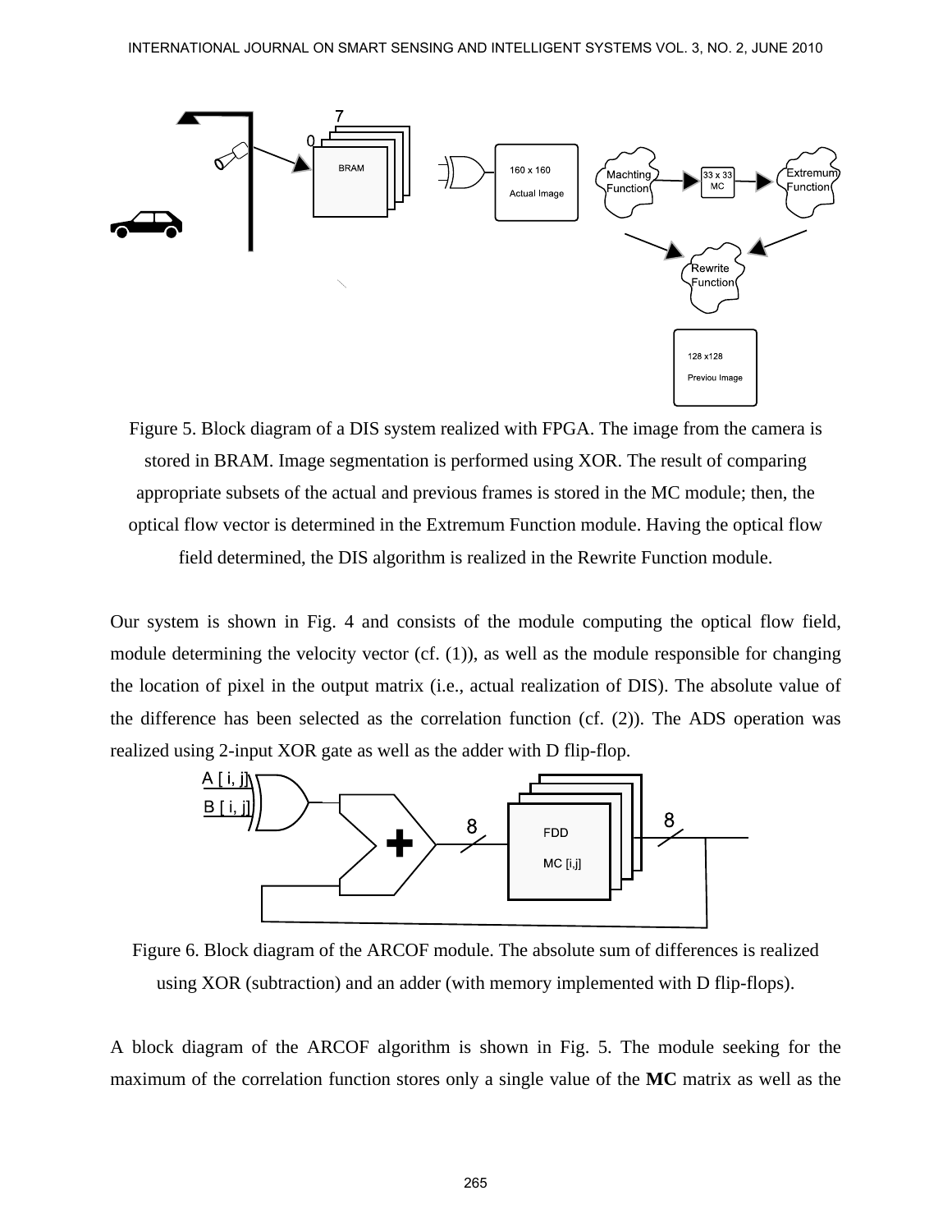Figure 5. Block diagram of a DIS system realized with FPGA. The image from the camera is stored in BRAM. Image segmentation is performed using XOR. The result of comparing appropriate subsets of the actual and previous frames is stored in the MC module; then, the optical flow vector is determined in the Extremum Function module. Having the optical flow field determined, the DIS algorithm is realized in the Rewrite Function module.

Our system is shown in Fig. 4 and consists of the module computing the optical flow field, module determining the velocity vector (cf. (1)), as well as the module responsible for changing the location of pixel in the output matrix (i.e., actual realization of DIS). The absolute value of the difference has been selected as the correlation function (cf. (2)). The ADS operation was realized using 2-input XOR gate as well as the adder with D flip-flop.

Figure 6. Block diagram of the ARCOF module. The absolute sum of differences is realized using XOR (subtraction) and an adder (with memory implemented with D flip-flops).

A block diagram of the ARCOF algorithm is shown in Fig. 5. The module seeking for the maximum of the correlation function stores only a single value of the **MC** matrix as well as the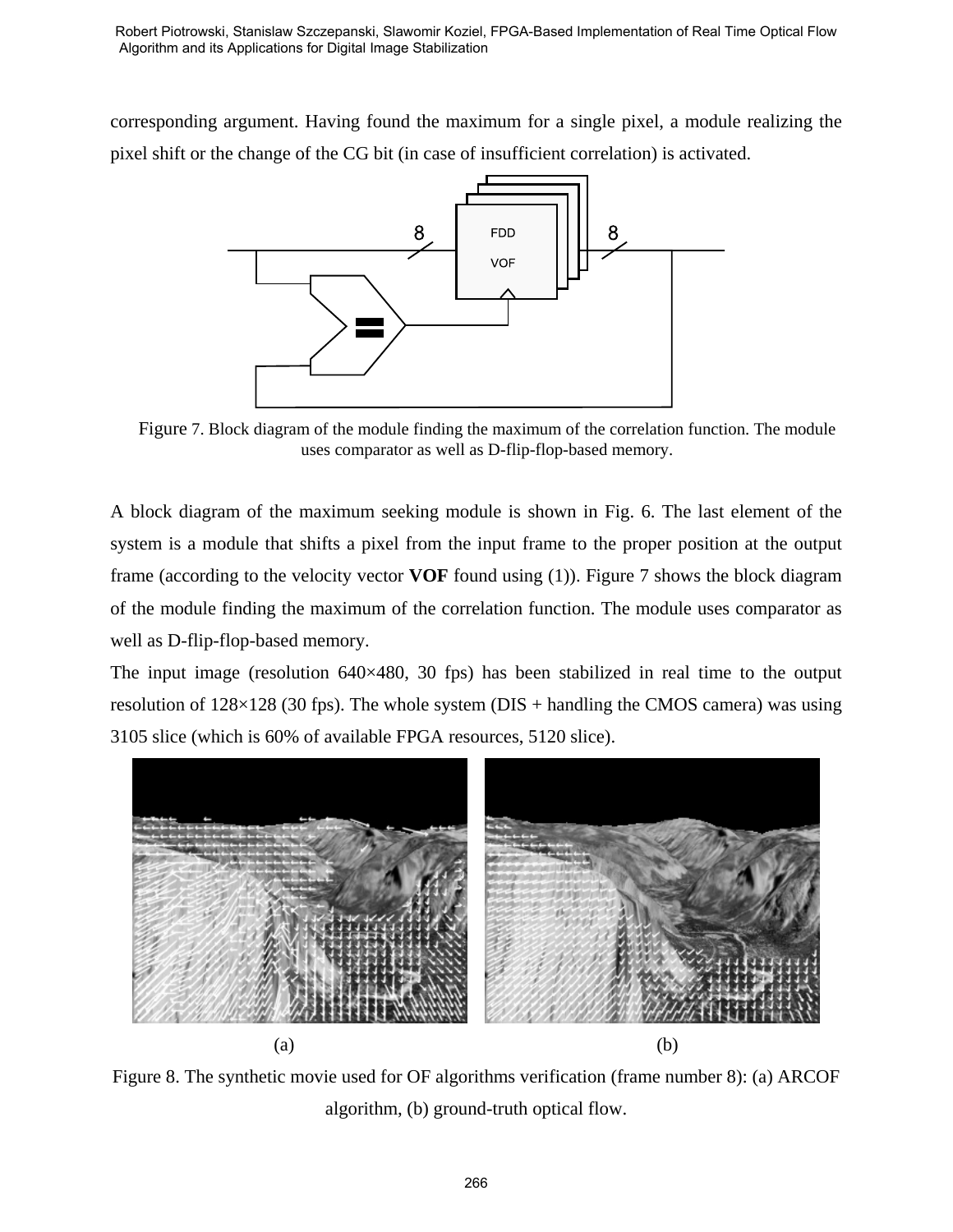corresponding argument. Having found the maximum for a single pixel, a module realizing the pixel shift or the change of the CG bit (in case of insufficient correlation) is activated.

Figure 7. Block diagram of the module finding the maximum of the correlation function. The module uses comparator as well as D-flip-flop-based memory.

A block diagram of the maximum seeking module is shown in Fig. 6. The last element of the system is a module that shifts a pixel from the input frame to the proper position at the output frame (according to the velocity vector **VOF** found using (1)). Figure 7 shows the block diagram of the module finding the maximum of the correlation function. The module uses comparator as well as D-flip-flop-based memory.

The input image (resolution 640×480, 30 fps) has been stabilized in real time to the output resolution of 128×128 (30 fps). The whole system (DIS + handling the CMOS camera) was using 3105 slice (which is 60% of available FPGA resources, 5120 slice).

(a) (b)

Figure 8. The synthetic movie used for OF algorithms verification (frame number 8): (a) ARCOF algorithm, (b) ground-truth optical flow.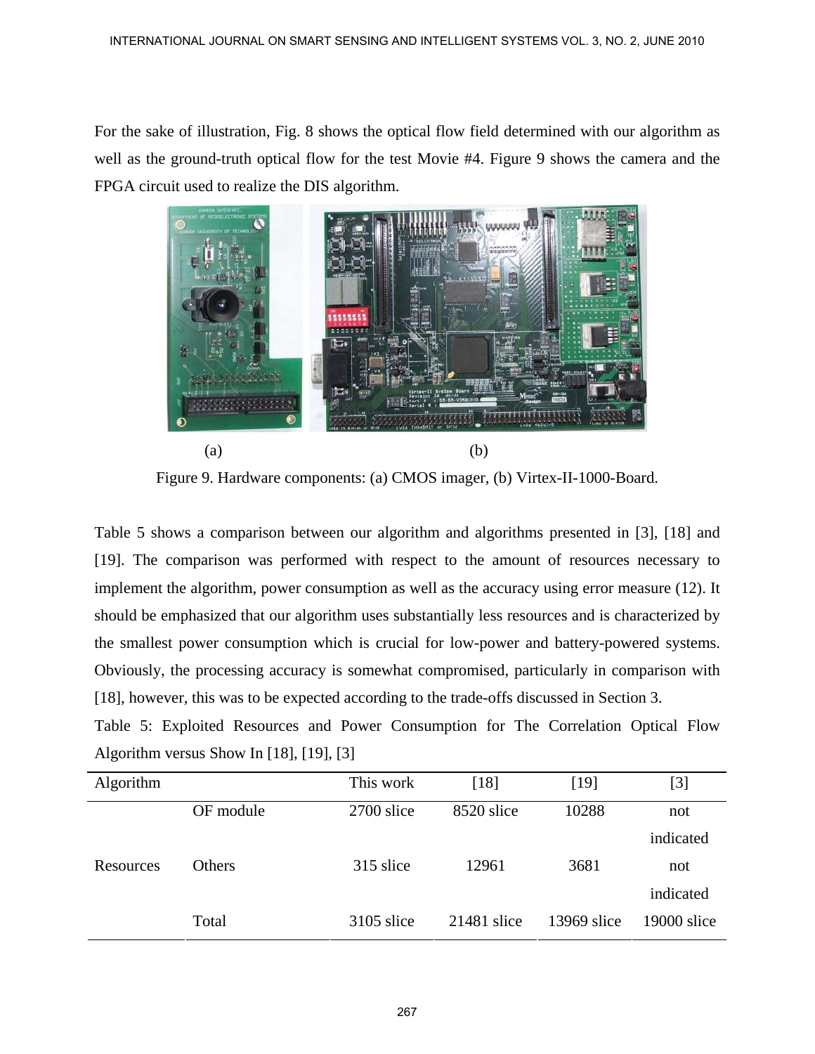For the sake of illustration, Fig. 8 shows the optical flow field determined with our algorithm as well as the ground-truth optical flow for the test Movie #4. Figure 9 shows the camera and the FPGA circuit used to realize the DIS algorithm.

(a) (b)

Figure 9. Hardware components: (a) CMOS imager, (b) Virtex-II-1000-Board.

Table 5 shows a comparison between our algorithm and algorithms presented in [3], [18] and [19]. The comparison was performed with respect to the amount of resources necessary to implement the algorithm, power consumption as well as the accuracy using error measure (12). It should be emphasized that our algorithm uses substantially less resources and is characterized by the smallest power consumption which is crucial for low-power and battery-powered systems. Obviously, the processing accuracy is somewhat compromised, particularly in comparison with [18], however, this was to be expected according to the trade-offs discussed in Section 3.

Table 5: Exploited Resources and Power Consumption for The Correlation Optical Flow Algorithm versus Show In [18], [19], [3]

| Algorithm | | This work | [18] | [19] | [3] |
|---|---|---|---|---|---|
| Resources | OF module | 2700 slice | 8520 slice | 10288 | not indicated |
| | Others | 315 slice | 12961 | 3681 | not indicated |
| | Total | 3105 slice | 21481 slice | 13969 slice | 19000 slice |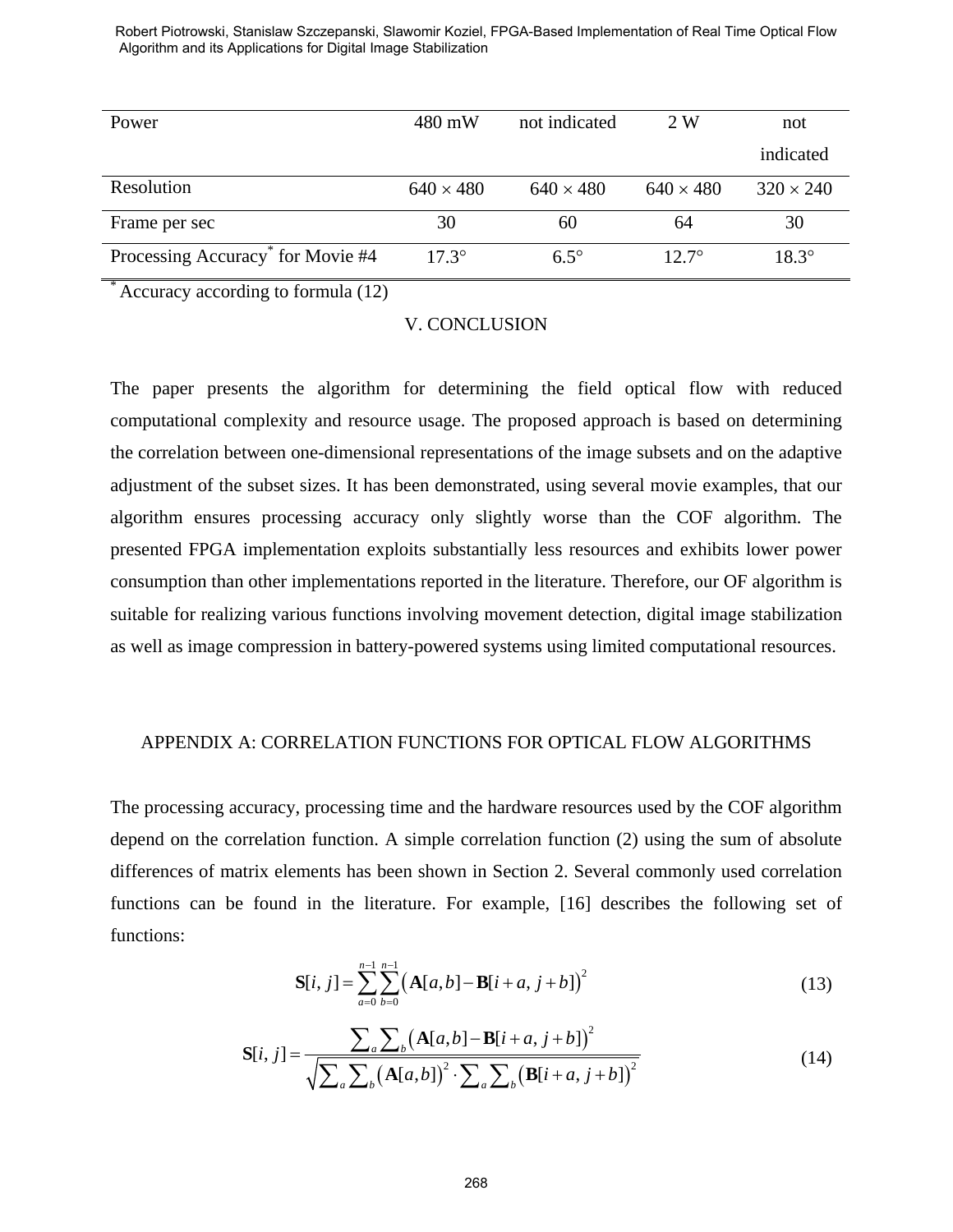| Power | 480 mW | not indicated | 2 W | not indicated |
|---|---|---|---|---|
| Resolution | 640 × 480 | 640 × 480 | 640 × 480 | 320 × 240 |
| Frame per sec | 30 | 60 | 64 | 30 |
| Processing Accuracy* for Movie #4 | 17.3° | 6.5° | 12.7° | 18.3° |

* Accuracy according to formula (12)

## V. CONCLUSION

The paper presents the algorithm for determining the field optical flow with reduced computational complexity and resource usage. The proposed approach is based on determining the correlation between one-dimensional representations of the image subsets and on the adaptive adjustment of the subset sizes. It has been demonstrated, using several movie examples, that our algorithm ensures processing accuracy only slightly worse than the COF algorithm. The presented FPGA implementation exploits substantially less resources and exhibits lower power consumption than other implementations reported in the literature. Therefore, our OF algorithm is suitable for realizing various functions involving movement detection, digital image stabilization as well as image compression in battery-powered systems using limited computational resources.

## APPENDIX A: CORRELATION FUNCTIONS FOR OPTICAL FLOW ALGORITHMS

The processing accuracy, processing time and the hardware resources used by the COF algorithm depend on the correlation function. A simple correlation function (2) using the sum of absolute differences of matrix elements has been shown in Section 2. Several commonly used correlation functions can be found in the literature. For example, [16] describes the following set of functions:

$$\mathbf{S}[i,\, j] = \sum_{a=0}^{n-1}\sum_{b=0}^{n-1}\left(\mathbf{A}[a,b] - \mathbf{B}[i+a,\, j+b]\right)^2 \tag{13}$$

$$\mathbf{S}[i,\, j] = \frac{\sum_a \sum_b \left(\mathbf{A}[a,b] - \mathbf{B}[i+a,\, j+b]\right)^2}{\sqrt{\sum_a \sum_b \left(\mathbf{A}[a,b]\right)^2 \cdot \sum_a \sum_b \left(\mathbf{B}[i+a,\, j+b]\right)^2}} \tag{14}$$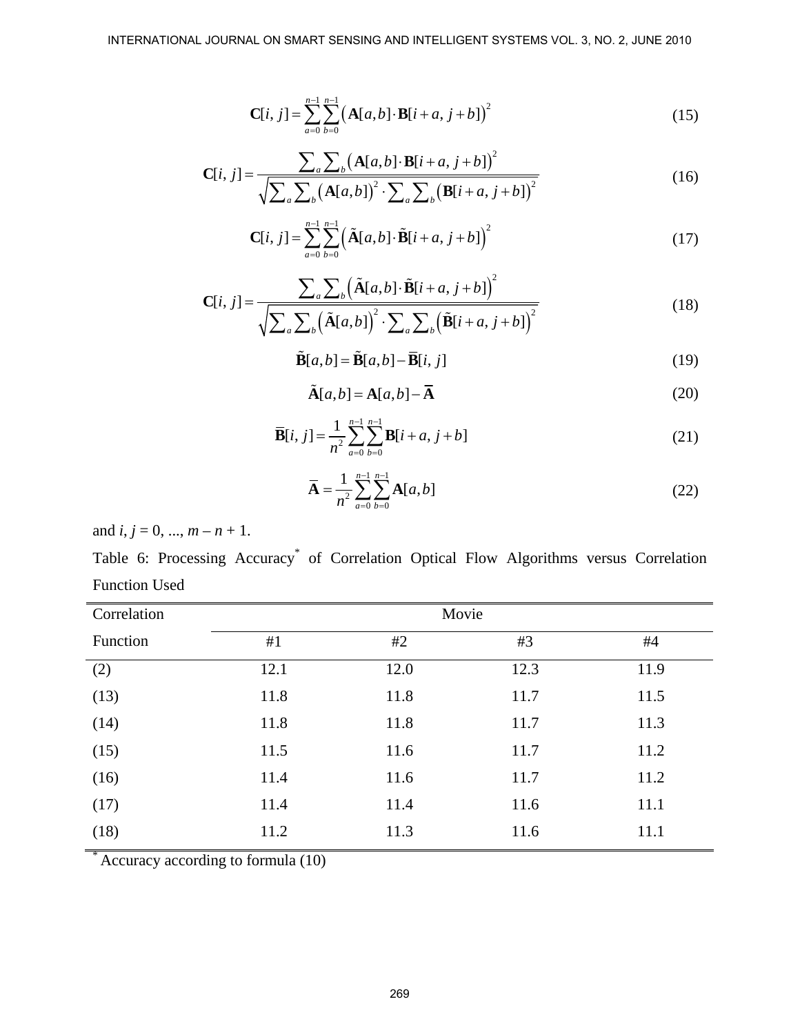$$\mathbf{C}[i, j] = \sum_{a=0}^{n-1}\sum_{b=0}^{n-1}\left(\mathbf{A}[a,b]\cdot\mathbf{B}[i+a, j+b]\right)^2 \tag{15}$$

$$\mathbf{C}[i, j] = \frac{\sum_a\sum_b\left(\mathbf{A}[a,b]\cdot\mathbf{B}[i+a, j+b]\right)^2}{\sqrt{\sum_a\sum_b\left(\mathbf{A}[a,b]\right)^2\cdot\sum_a\sum_b\left(\mathbf{B}[i+a, j+b]\right)^2}} \tag{16}$$

$$\mathbf{C}[i, j] = \sum_{a=0}^{n-1}\sum_{b=0}^{n-1}\left(\tilde{\mathbf{A}}[a,b]\cdot\tilde{\mathbf{B}}[i+a, j+b]\right)^2 \tag{17}$$

$$\mathbf{C}[i, j] = \frac{\sum_a\sum_b\left(\tilde{\mathbf{A}}[a,b]\cdot\tilde{\mathbf{B}}[i+a, j+b]\right)^2}{\sqrt{\sum_a\sum_b\left(\tilde{\mathbf{A}}[a,b]\right)^2\cdot\sum_a\sum_b\left(\tilde{\mathbf{B}}[i+a, j+b]\right)^2}} \tag{18}$$

$$\tilde{\mathbf{B}}[a,b] = \tilde{\mathbf{B}}[a,b] - \overline{\mathbf{B}}[i, j] \tag{19}$$

$$\tilde{\mathbf{A}}[a,b] = \mathbf{A}[a,b] - \overline{\mathbf{A}} \tag{20}$$

$$\overline{\mathbf{B}}[i, j] = \frac{1}{n^2}\sum_{a=0}^{n-1}\sum_{b=0}^{n-1}\mathbf{B}[i+a, j+b] \tag{21}$$

$$\overline{\mathbf{A}} = \frac{1}{n^2}\sum_{a=0}^{n-1}\sum_{b=0}^{n-1}\mathbf{A}[a,b] \tag{22}$$

and $i, j = 0, ..., m - n + 1$.

Table 6: Processing Accuracy* of Correlation Optical Flow Algorithms versus Correlation Function Used

| Correlation Function | Movie | | | |
|---|---|---|---|---|
| | #1 | #2 | #3 | #4 |
| (2) | 12.1 | 12.0 | 12.3 | 11.9 |
| (13) | 11.8 | 11.8 | 11.7 | 11.5 |
| (14) | 11.8 | 11.8 | 11.7 | 11.3 |
| (15) | 11.5 | 11.6 | 11.7 | 11.2 |
| (16) | 11.4 | 11.6 | 11.7 | 11.2 |
| (17) | 11.4 | 11.4 | 11.6 | 11.1 |
| (18) | 11.2 | 11.3 | 11.6 | 11.1 |

\* Accuracy according to formula (10)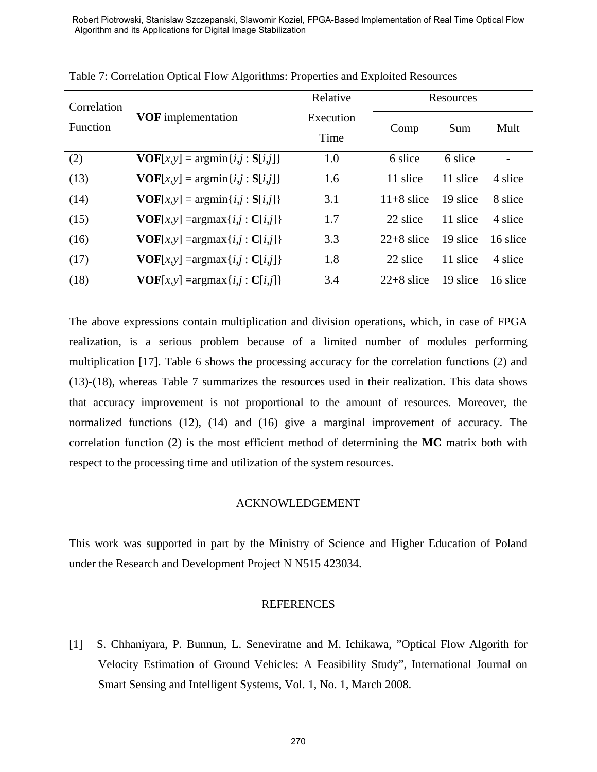Table 7: Correlation Optical Flow Algorithms: Properties and Exploited Resources

| Correlation Function | **VOF** implementation | Relative Execution Time | Resources | | |
|---|---|---|---|---|---|
| | | | Comp | Sum | Mult |
| (2) | $\mathbf{VOF}[x,y] = \text{argmin}\{i,j : \mathbf{S}[i,j]\}$ | 1.0 | 6 slice | 6 slice | - |
| (13) | $\mathbf{VOF}[x,y] = \text{argmin}\{i,j : \mathbf{S}[i,j]\}$ | 1.6 | 11 slice | 11 slice | 4 slice |
| (14) | $\mathbf{VOF}[x,y] = \text{argmin}\{i,j : \mathbf{S}[i,j]\}$ | 3.1 | 11+8 slice | 19 slice | 8 slice |
| (15) | $\mathbf{VOF}[x,y] = \text{argmax}\{i,j : \mathbf{C}[i,j]\}$ | 1.7 | 22 slice | 11 slice | 4 slice |
| (16) | $\mathbf{VOF}[x,y] = \text{argmax}\{i,j : \mathbf{C}[i,j]\}$ | 3.3 | 22+8 slice | 19 slice | 16 slice |
| (17) | $\mathbf{VOF}[x,y] = \text{argmax}\{i,j : \mathbf{C}[i,j]\}$ | 1.8 | 22 slice | 11 slice | 4 slice |
| (18) | $\mathbf{VOF}[x,y] = \text{argmax}\{i,j : \mathbf{C}[i,j]\}$ | 3.4 | 22+8 slice | 19 slice | 16 slice |

The above expressions contain multiplication and division operations, which, in case of FPGA realization, is a serious problem because of a limited number of modules performing multiplication [17]. Table 6 shows the processing accuracy for the correlation functions (2) and (13)-(18), whereas Table 7 summarizes the resources used in their realization. This data shows that accuracy improvement is not proportional to the amount of resources. Moreover, the normalized functions (12), (14) and (16) give a marginal improvement of accuracy. The correlation function (2) is the most efficient method of determining the **MC** matrix both with respect to the processing time and utilization of the system resources.

## ACKNOWLEDGEMENT

This work was supported in part by the Ministry of Science and Higher Education of Poland under the Research and Development Project N N515 423034.

## REFERENCES

[1] S. Chhaniyara, P. Bunnun, L. Seneviratne and M. Ichikawa, "Optical Flow Algorith for Velocity Estimation of Ground Vehicles: A Feasibility Study", International Journal on Smart Sensing and Intelligent Systems, Vol. 1, No. 1, March 2008.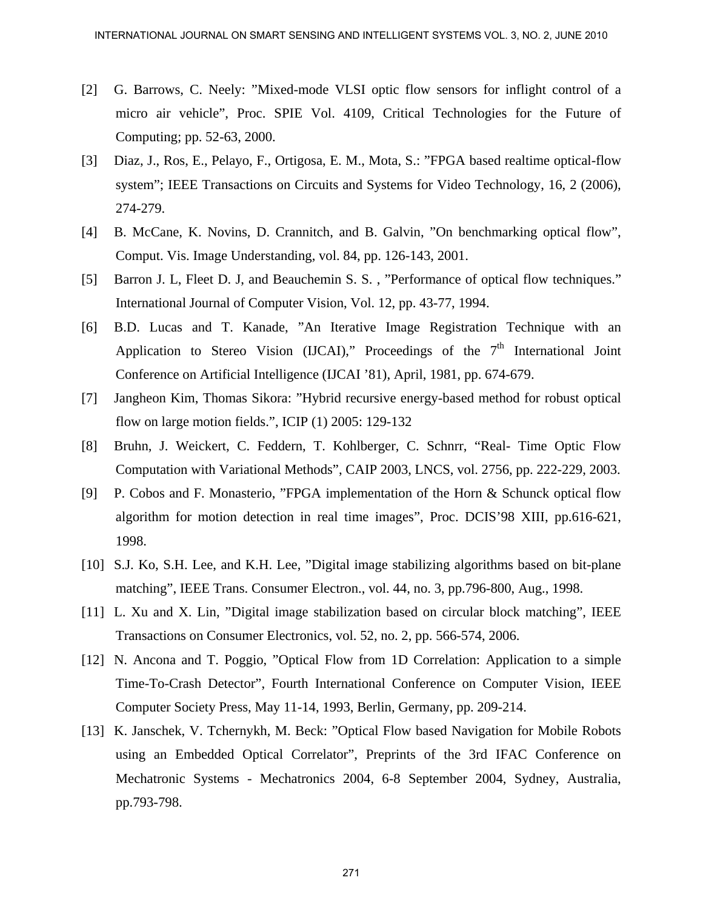[2] G. Barrows, C. Neely: "Mixed-mode VLSI optic flow sensors for inflight control of a micro air vehicle", Proc. SPIE Vol. 4109, Critical Technologies for the Future of Computing; pp. 52-63, 2000.

[3] Diaz, J., Ros, E., Pelayo, F., Ortigosa, E. M., Mota, S.: "FPGA based realtime optical-flow system"; IEEE Transactions on Circuits and Systems for Video Technology, 16, 2 (2006), 274-279.

[4] B. McCane, K. Novins, D. Crannitch, and B. Galvin, "On benchmarking optical flow", Comput. Vis. Image Understanding, vol. 84, pp. 126-143, 2001.

[5] Barron J. L, Fleet D. J, and Beauchemin S. S. , "Performance of optical flow techniques." International Journal of Computer Vision, Vol. 12, pp. 43-77, 1994.

[6] B.D. Lucas and T. Kanade, "An Iterative Image Registration Technique with an Application to Stereo Vision (IJCAI)," Proceedings of the 7th International Joint Conference on Artificial Intelligence (IJCAI '81), April, 1981, pp. 674-679.

[7] Jangheon Kim, Thomas Sikora: "Hybrid recursive energy-based method for robust optical flow on large motion fields.", ICIP (1) 2005: 129-132

[8] Bruhn, J. Weickert, C. Feddern, T. Kohlberger, C. Schnrr, "Real- Time Optic Flow Computation with Variational Methods", CAIP 2003, LNCS, vol. 2756, pp. 222-229, 2003.

[9] P. Cobos and F. Monasterio, "FPGA implementation of the Horn & Schunck optical flow algorithm for motion detection in real time images", Proc. DCIS'98 XIII, pp.616-621, 1998.

[10] S.J. Ko, S.H. Lee, and K.H. Lee, "Digital image stabilizing algorithms based on bit-plane matching", IEEE Trans. Consumer Electron., vol. 44, no. 3, pp.796-800, Aug., 1998.

[11] L. Xu and X. Lin, "Digital image stabilization based on circular block matching", IEEE Transactions on Consumer Electronics, vol. 52, no. 2, pp. 566-574, 2006.

[12] N. Ancona and T. Poggio, "Optical Flow from 1D Correlation: Application to a simple Time-To-Crash Detector", Fourth International Conference on Computer Vision, IEEE Computer Society Press, May 11-14, 1993, Berlin, Germany, pp. 209-214.

[13] K. Janschek, V. Tchernykh, M. Beck: "Optical Flow based Navigation for Mobile Robots using an Embedded Optical Correlator", Preprints of the 3rd IFAC Conference on Mechatronic Systems - Mechatronics 2004, 6-8 September 2004, Sydney, Australia, pp.793-798.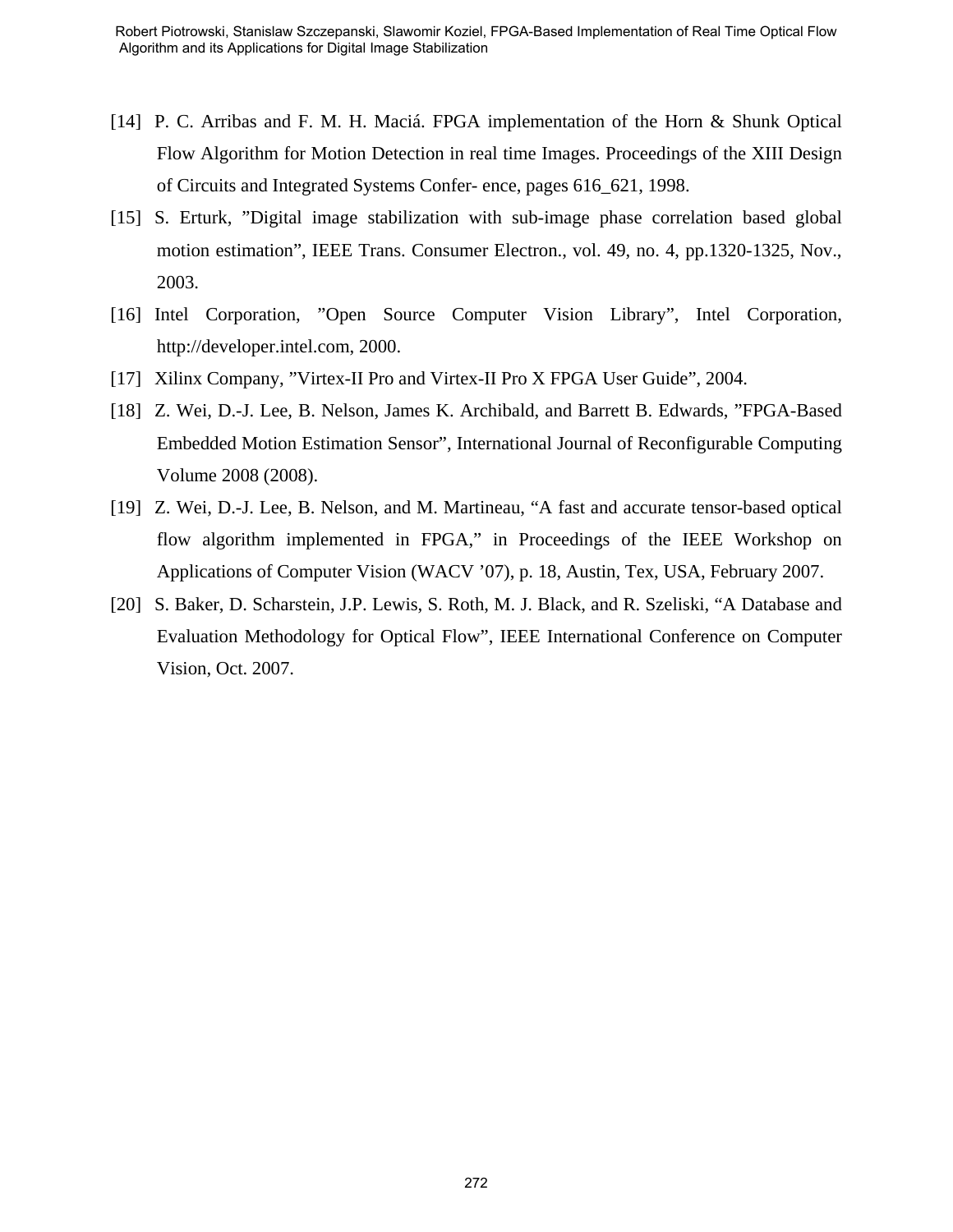[14] P. C. Arribas and F. M. H. Maciá. FPGA implementation of the Horn & Shunk Optical Flow Algorithm for Motion Detection in real time Images. Proceedings of the XIII Design of Circuits and Integrated Systems Confer- ence, pages 616_621, 1998.

[15] S. Erturk, ”Digital image stabilization with sub-image phase correlation based global motion estimation”, IEEE Trans. Consumer Electron., vol. 49, no. 4, pp.1320-1325, Nov., 2003.

[16] Intel Corporation, ”Open Source Computer Vision Library”, Intel Corporation, http://developer.intel.com, 2000.

[17] Xilinx Company, ”Virtex-II Pro and Virtex-II Pro X FPGA User Guide”, 2004.

[18] Z. Wei, D.-J. Lee, B. Nelson, James K. Archibald, and Barrett B. Edwards, ”FPGA-Based Embedded Motion Estimation Sensor”, International Journal of Reconfigurable Computing Volume 2008 (2008).

[19] Z. Wei, D.-J. Lee, B. Nelson, and M. Martineau, “A fast and accurate tensor-based optical flow algorithm implemented in FPGA,” in Proceedings of the IEEE Workshop on Applications of Computer Vision (WACV ’07), p. 18, Austin, Tex, USA, February 2007.

[20] S. Baker, D. Scharstein, J.P. Lewis, S. Roth, M. J. Black, and R. Szeliski, “A Database and Evaluation Methodology for Optical Flow”, IEEE International Conference on Computer Vision, Oct. 2007.